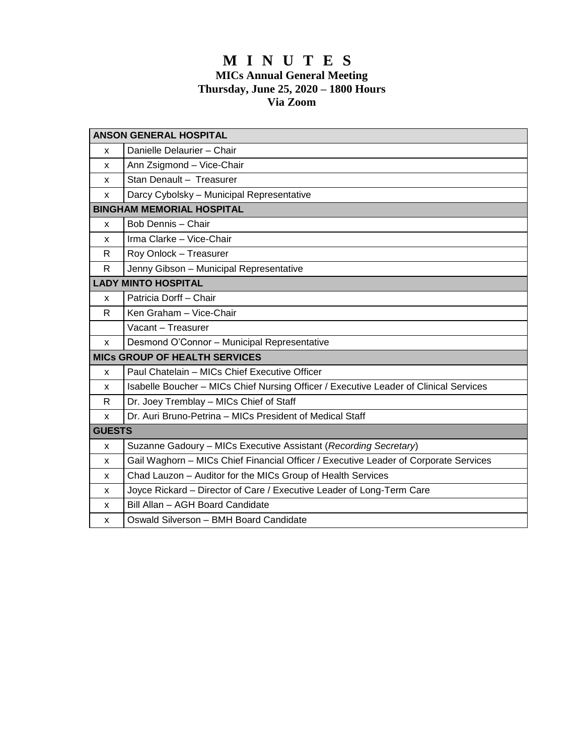# M I N U T E S

**MICs Annual General Meeting**
**Thursday, June 25, 2020 – 1800 Hours**
**Via Zoom**

| | |
|---|---|
| **ANSON GENERAL HOSPITAL** | |
| x | Danielle Delaurier – Chair |
| x | Ann Zsigmond – Vice-Chair |
| x | Stan Denault – Treasurer |
| x | Darcy Cybolsky – Municipal Representative |
| **BINGHAM MEMORIAL HOSPITAL** | |
| x | Bob Dennis – Chair |
| x | Irma Clarke – Vice-Chair |
| R | Roy Onlock – Treasurer |
| R | Jenny Gibson – Municipal Representative |
| **LADY MINTO HOSPITAL** | |
| x | Patricia Dorff – Chair |
| R | Ken Graham – Vice-Chair |
| | Vacant – Treasurer |
| x | Desmond O'Connor – Municipal Representative |
| **MICs GROUP OF HEALTH SERVICES** | |
| x | Paul Chatelain – MICs Chief Executive Officer |
| x | Isabelle Boucher – MICs Chief Nursing Officer / Executive Leader of Clinical Services |
| R | Dr. Joey Tremblay – MICs Chief of Staff |
| x | Dr. Auri Bruno-Petrina – MICs President of Medical Staff |
| **GUESTS** | |
| x | Suzanne Gadoury – MICs Executive Assistant (*Recording Secretary*) |
| x | Gail Waghorn – MICs Chief Financial Officer / Executive Leader of Corporate Services |
| x | Chad Lauzon – Auditor for the MICs Group of Health Services |
| x | Joyce Rickard – Director of Care / Executive Leader of Long-Term Care |
| x | Bill Allan – AGH Board Candidate |
| x | Oswald Silverson – BMH Board Candidate |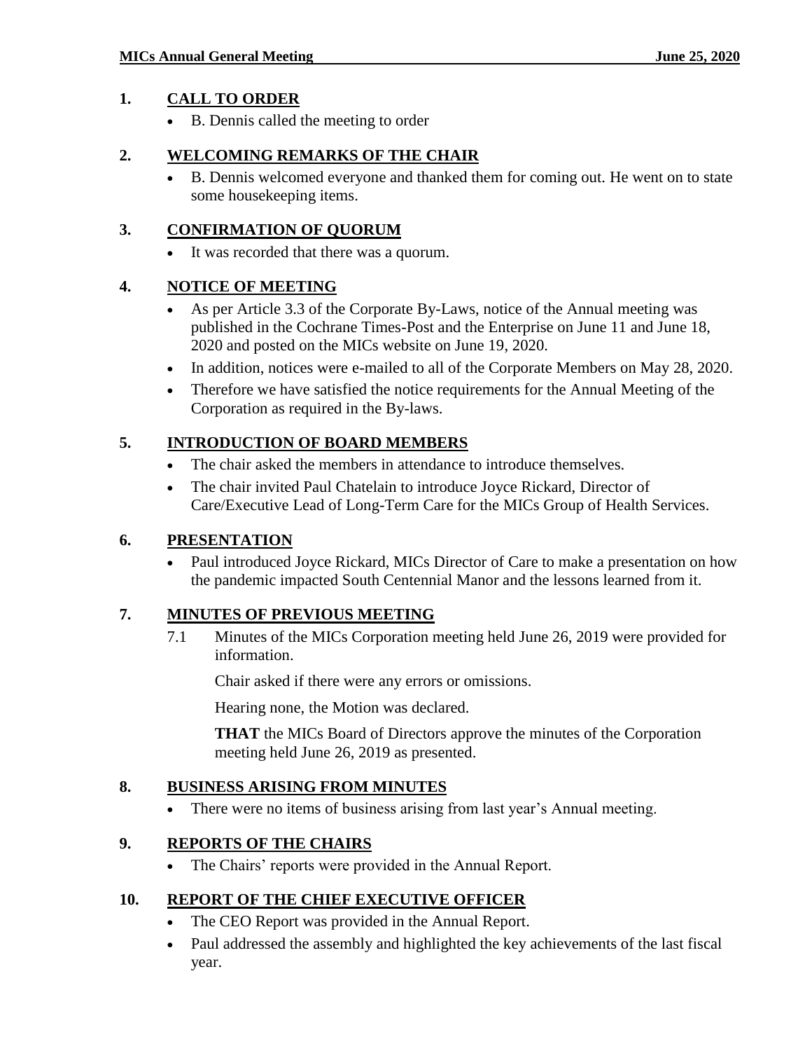## 1. CALL TO ORDER

- B. Dennis called the meeting to order

## 2. WELCOMING REMARKS OF THE CHAIR

- B. Dennis welcomed everyone and thanked them for coming out. He went on to state some housekeeping items.

## 3. CONFIRMATION OF QUORUM

- It was recorded that there was a quorum.

## 4. NOTICE OF MEETING

- As per Article 3.3 of the Corporate By-Laws, notice of the Annual meeting was published in the Cochrane Times-Post and the Enterprise on June 11 and June 18, 2020 and posted on the MICs website on June 19, 2020.
- In addition, notices were e-mailed to all of the Corporate Members on May 28, 2020.
- Therefore we have satisfied the notice requirements for the Annual Meeting of the Corporation as required in the By-laws.

## 5. INTRODUCTION OF BOARD MEMBERS

- The chair asked the members in attendance to introduce themselves.
- The chair invited Paul Chatelain to introduce Joyce Rickard, Director of Care/Executive Lead of Long-Term Care for the MICs Group of Health Services.

## 6. PRESENTATION

- Paul introduced Joyce Rickard, MICs Director of Care to make a presentation on how the pandemic impacted South Centennial Manor and the lessons learned from it.

## 7. MINUTES OF PREVIOUS MEETING

7.1 Minutes of the MICs Corporation meeting held June 26, 2019 were provided for information.

Chair asked if there were any errors or omissions.

Hearing none, the Motion was declared.

**THAT** the MICs Board of Directors approve the minutes of the Corporation meeting held June 26, 2019 as presented.

## 8. BUSINESS ARISING FROM MINUTES

- There were no items of business arising from last year's Annual meeting.

## 9. REPORTS OF THE CHAIRS

- The Chairs' reports were provided in the Annual Report.

## 10. REPORT OF THE CHIEF EXECUTIVE OFFICER

- The CEO Report was provided in the Annual Report.
- Paul addressed the assembly and highlighted the key achievements of the last fiscal year.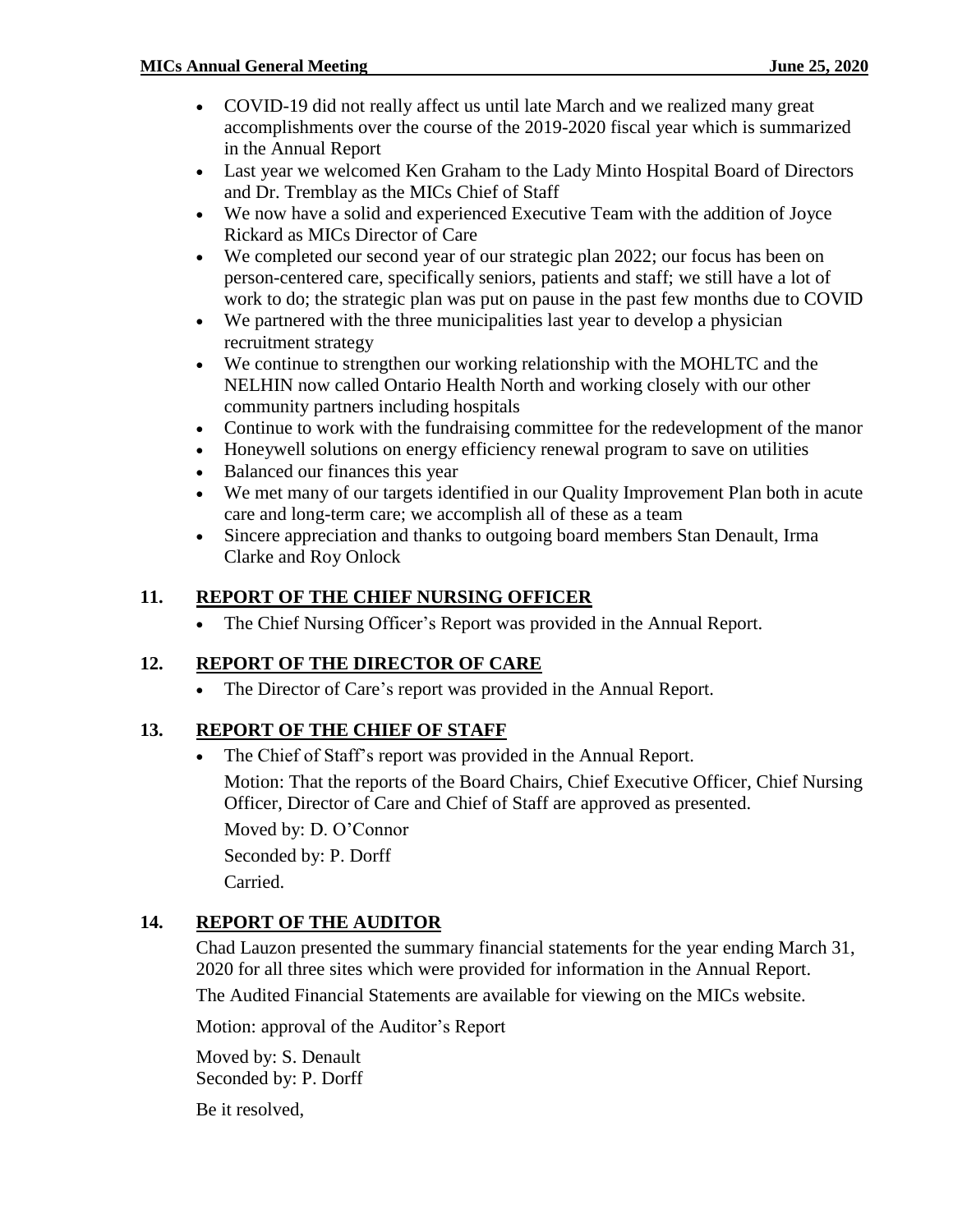- COVID-19 did not really affect us until late March and we realized many great accomplishments over the course of the 2019-2020 fiscal year which is summarized in the Annual Report
- Last year we welcomed Ken Graham to the Lady Minto Hospital Board of Directors and Dr. Tremblay as the MICs Chief of Staff
- We now have a solid and experienced Executive Team with the addition of Joyce Rickard as MICs Director of Care
- We completed our second year of our strategic plan 2022; our focus has been on person-centered care, specifically seniors, patients and staff; we still have a lot of work to do; the strategic plan was put on pause in the past few months due to COVID
- We partnered with the three municipalities last year to develop a physician recruitment strategy
- We continue to strengthen our working relationship with the MOHLTC and the NELHIN now called Ontario Health North and working closely with our other community partners including hospitals
- Continue to work with the fundraising committee for the redevelopment of the manor
- Honeywell solutions on energy efficiency renewal program to save on utilities
- Balanced our finances this year
- We met many of our targets identified in our Quality Improvement Plan both in acute care and long-term care; we accomplish all of these as a team
- Sincere appreciation and thanks to outgoing board members Stan Denault, Irma Clarke and Roy Onlock

## 11. REPORT OF THE CHIEF NURSING OFFICER

- The Chief Nursing Officer's Report was provided in the Annual Report.

## 12. REPORT OF THE DIRECTOR OF CARE

- The Director of Care's report was provided in the Annual Report.

## 13. REPORT OF THE CHIEF OF STAFF

- The Chief of Staff's report was provided in the Annual Report.

  Motion: That the reports of the Board Chairs, Chief Executive Officer, Chief Nursing Officer, Director of Care and Chief of Staff are approved as presented.

  Moved by: D. O'Connor

  Seconded by: P. Dorff

  Carried.

## 14. REPORT OF THE AUDITOR

Chad Lauzon presented the summary financial statements for the year ending March 31, 2020 for all three sites which were provided for information in the Annual Report.

The Audited Financial Statements are available for viewing on the MICs website.

Motion: approval of the Auditor's Report

Moved by: S. Denault
Seconded by: P. Dorff

Be it resolved,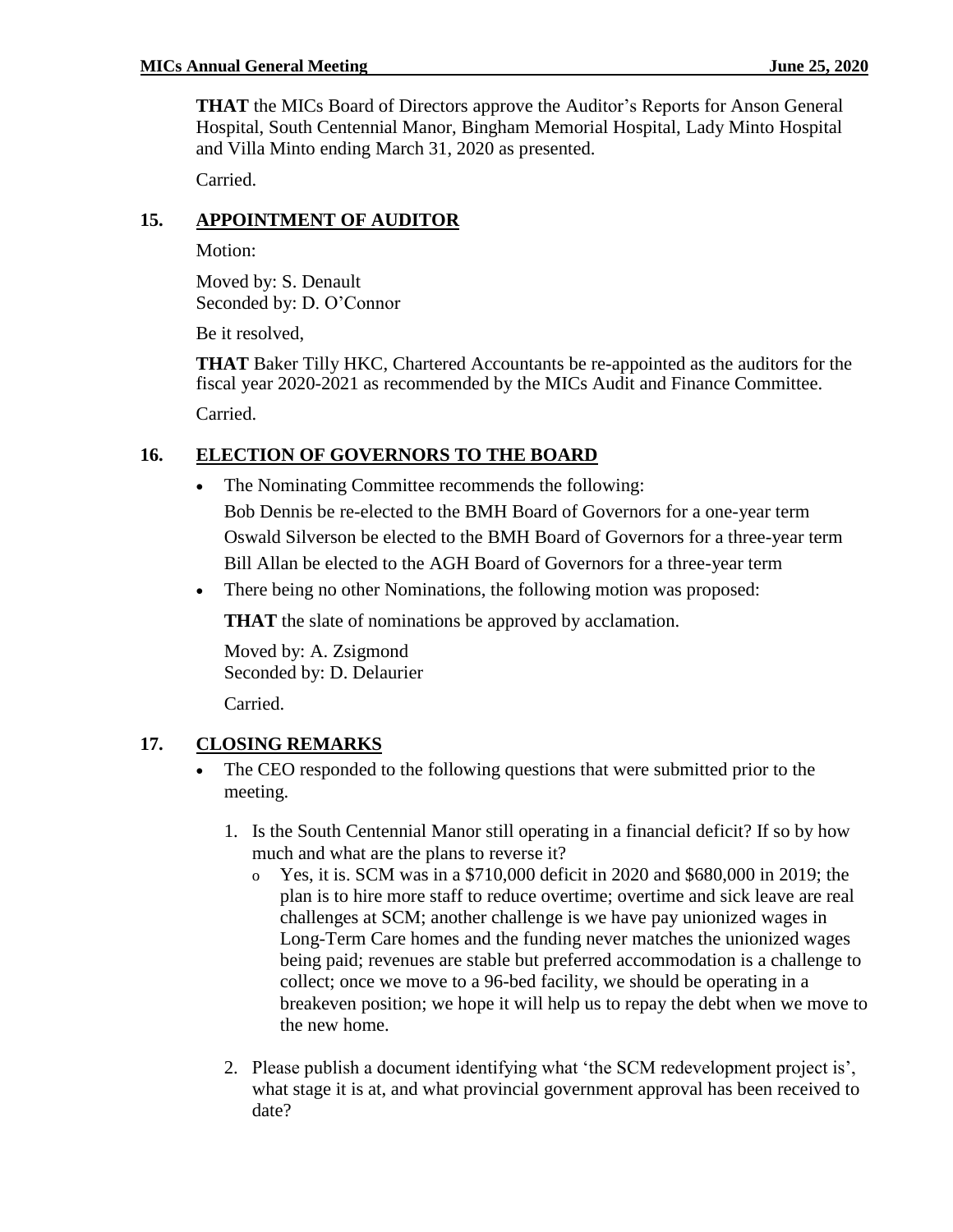**THAT** the MICs Board of Directors approve the Auditor's Reports for Anson General Hospital, South Centennial Manor, Bingham Memorial Hospital, Lady Minto Hospital and Villa Minto ending March 31, 2020 as presented.

Carried.

## 15. APPOINTMENT OF AUDITOR

Motion:

Moved by: S. Denault
Seconded by: D. O'Connor

Be it resolved,

**THAT** Baker Tilly HKC, Chartered Accountants be re-appointed as the auditors for the fiscal year 2020-2021 as recommended by the MICs Audit and Finance Committee.

Carried.

## 16. ELECTION OF GOVERNORS TO THE BOARD

- The Nominating Committee recommends the following:
  Bob Dennis be re-elected to the BMH Board of Governors for a one-year term
  Oswald Silverson be elected to the BMH Board of Governors for a three-year term
  Bill Allan be elected to the AGH Board of Governors for a three-year term
- There being no other Nominations, the following motion was proposed:

  **THAT** the slate of nominations be approved by acclamation.

  Moved by: A. Zsigmond
  Seconded by: D. Delaurier

  Carried.

## 17. CLOSING REMARKS

- The CEO responded to the following questions that were submitted prior to the meeting.

  1. Is the South Centennial Manor still operating in a financial deficit? If so by how much and what are the plans to reverse it?
     - Yes, it is. SCM was in a $710,000 deficit in 2020 and $680,000 in 2019; the plan is to hire more staff to reduce overtime; overtime and sick leave are real challenges at SCM; another challenge is we have pay unionized wages in Long-Term Care homes and the funding never matches the unionized wages being paid; revenues are stable but preferred accommodation is a challenge to collect; once we move to a 96-bed facility, we should be operating in a breakeven position; we hope it will help us to repay the debt when we move to the new home.

  2. Please publish a document identifying what 'the SCM redevelopment project is', what stage it is at, and what provincial government approval has been received to date?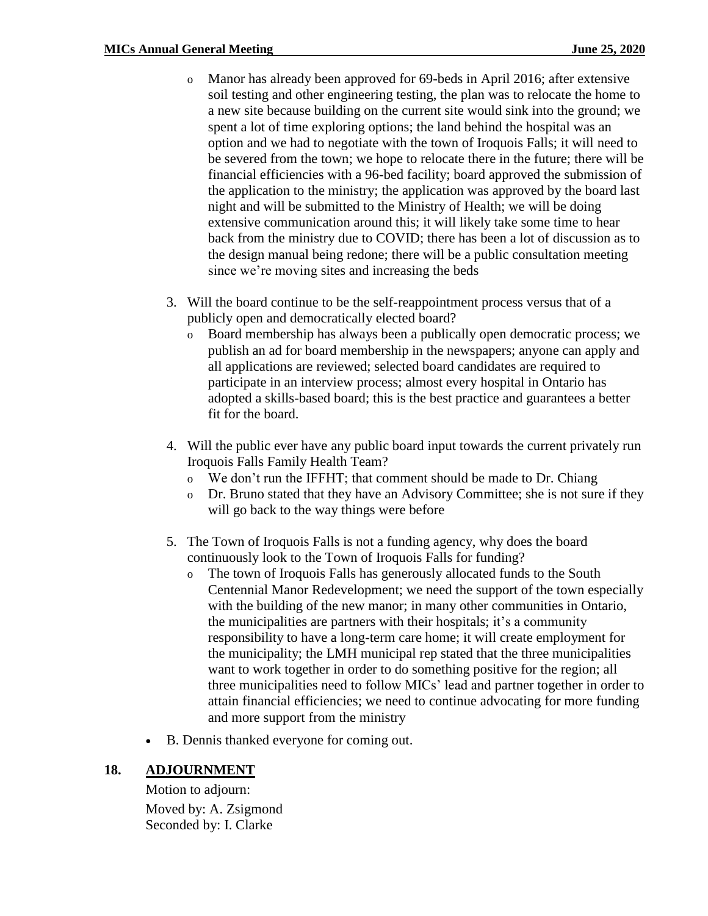- Manor has already been approved for 69-beds in April 2016; after extensive soil testing and other engineering testing, the plan was to relocate the home to a new site because building on the current site would sink into the ground; we spent a lot of time exploring options; the land behind the hospital was an option and we had to negotiate with the town of Iroquois Falls; it will need to be severed from the town; we hope to relocate there in the future; there will be financial efficiencies with a 96-bed facility; board approved the submission of the application to the ministry; the application was approved by the board last night and will be submitted to the Ministry of Health; we will be doing extensive communication around this; it will likely take some time to hear back from the ministry due to COVID; there has been a lot of discussion as to the design manual being redone; there will be a public consultation meeting since we're moving sites and increasing the beds

3. Will the board continue to be the self-reappointment process versus that of a publicly open and democratically elected board?
   - Board membership has always been a publically open democratic process; we publish an ad for board membership in the newspapers; anyone can apply and all applications are reviewed; selected board candidates are required to participate in an interview process; almost every hospital in Ontario has adopted a skills-based board; this is the best practice and guarantees a better fit for the board.

4. Will the public ever have any public board input towards the current privately run Iroquois Falls Family Health Team?
   - We don't run the IFFHT; that comment should be made to Dr. Chiang
   - Dr. Bruno stated that they have an Advisory Committee; she is not sure if they will go back to the way things were before

5. The Town of Iroquois Falls is not a funding agency, why does the board continuously look to the Town of Iroquois Falls for funding?
   - The town of Iroquois Falls has generously allocated funds to the South Centennial Manor Redevelopment; we need the support of the town especially with the building of the new manor; in many other communities in Ontario, the municipalities are partners with their hospitals; it's a community responsibility to have a long-term care home; it will create employment for the municipality; the LMH municipal rep stated that the three municipalities want to work together in order to do something positive for the region; all three municipalities need to follow MICs' lead and partner together in order to attain financial efficiencies; we need to continue advocating for more funding and more support from the ministry

- B. Dennis thanked everyone for coming out.

## 18. ADJOURNMENT

Motion to adjourn:

Moved by: A. Zsigmond
Seconded by: I. Clarke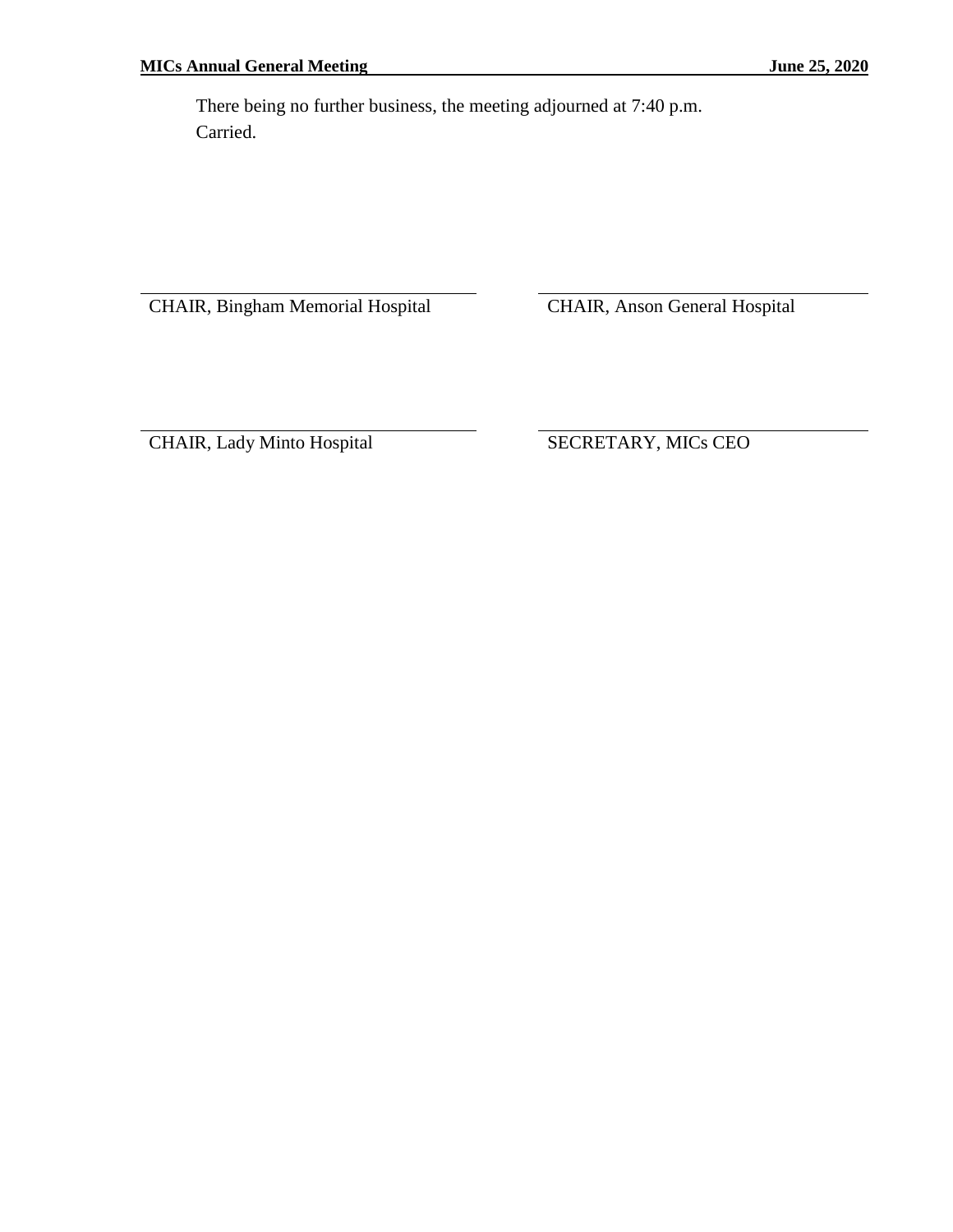There being no further business, the meeting adjourned at 7:40 p.m.
Carried.

| | |
|---|---|
| CHAIR, Bingham Memorial Hospital | CHAIR, Anson General Hospital |
| CHAIR, Lady Minto Hospital | SECRETARY, MICs CEO |